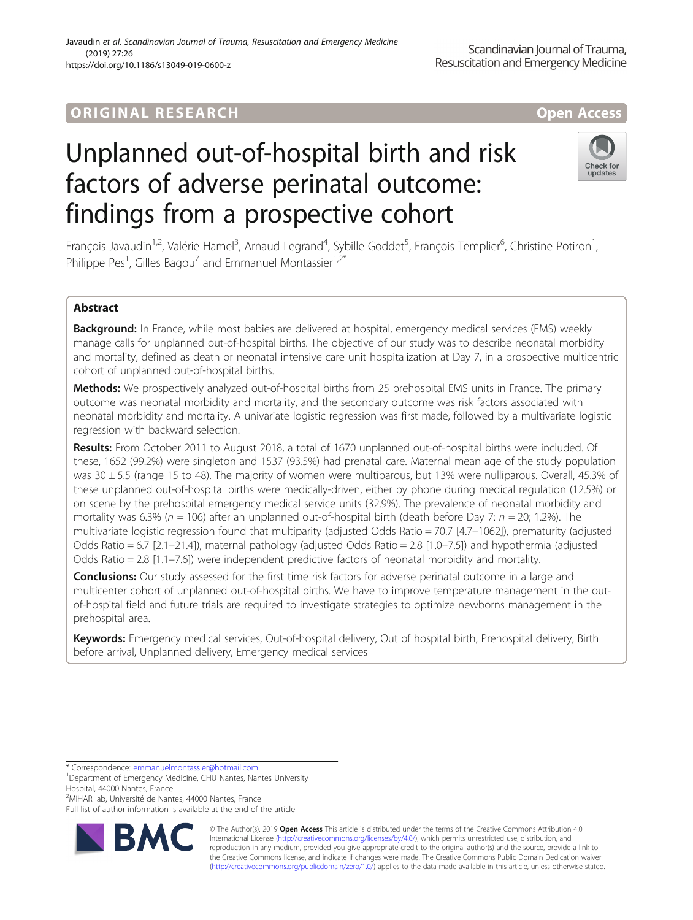ORIGINAL RESEARCH

Open Access

# Unplanned out-of-hospital birth and risk factors of adverse perinatal outcome: findings from a prospective cohort

François Javaudin[1,2], Valérie Hamel[3], Arnaud Legrand[4], Sybille Goddet[5], François Templier[6], Christine Potiron[1], Philippe Pes[1], Gilles Bagou[7] and Emmanuel Montassier[1,2*]

## Abstract

**Background:** In France, while most babies are delivered at hospital, emergency medical services (EMS) weekly manage calls for unplanned out-of-hospital births. The objective of our study was to describe neonatal morbidity and mortality, defined as death or neonatal intensive care unit hospitalization at Day 7, in a prospective multicentric cohort of unplanned out-of-hospital births.

**Methods:** We prospectively analyzed out-of-hospital births from 25 prehospital EMS units in France. The primary outcome was neonatal morbidity and mortality, and the secondary outcome was risk factors associated with neonatal morbidity and mortality. A univariate logistic regression was first made, followed by a multivariate logistic regression with backward selection.

**Results:** From October 2011 to August 2018, a total of 1670 unplanned out-of-hospital births were included. Of these, 1652 (99.2%) were singleton and 1537 (93.5%) had prenatal care. Maternal mean age of the study population was 30 ± 5.5 (range 15 to 48). The majority of women were multiparous, but 13% were nulliparous. Overall, 45.3% of these unplanned out-of-hospital births were medically-driven, either by phone during medical regulation (12.5%) or on scene by the prehospital emergency medical service units (32.9%). The prevalence of neonatal morbidity and mortality was 6.3% ($n$ = 106) after an unplanned out-of-hospital birth (death before Day 7: $n$ = 20; 1.2%). The multivariate logistic regression found that multiparity (adjusted Odds Ratio = 70.7 [4.7–1062]), prematurity (adjusted Odds Ratio = 6.7 [2.1–21.4]), maternal pathology (adjusted Odds Ratio = 2.8 [1.0–7.5]) and hypothermia (adjusted Odds Ratio = 2.8 [1.1–7.6]) were independent predictive factors of neonatal morbidity and mortality.

**Conclusions:** Our study assessed for the first time risk factors for adverse perinatal outcome in a large and multicenter cohort of unplanned out-of-hospital births. We have to improve temperature management in the out-of-hospital field and future trials are required to investigate strategies to optimize newborns management in the prehospital area.

**Keywords:** Emergency medical services, Out-of-hospital delivery, Out of hospital birth, Prehospital delivery, Birth before arrival, Unplanned delivery, Emergency medical services

\* Correspondence: emmanuelmontassier@hotmail.com
[1]Department of Emergency Medicine, CHU Nantes, Nantes University Hospital, 44000 Nantes, France
[2]MiHAR lab, Université de Nantes, 44000 Nantes, France
Full list of author information is available at the end of the article

© The Author(s). 2019 **Open Access** This article is distributed under the terms of the Creative Commons Attribution 4.0 International License (http://creativecommons.org/licenses/by/4.0/), which permits unrestricted use, distribution, and reproduction in any medium, provided you give appropriate credit to the original author(s) and the source, provide a link to the Creative Commons license, and indicate if changes were made. The Creative Commons Public Domain Dedication waiver (http://creativecommons.org/publicdomain/zero/1.0/) applies to the data made available in this article, unless otherwise stated.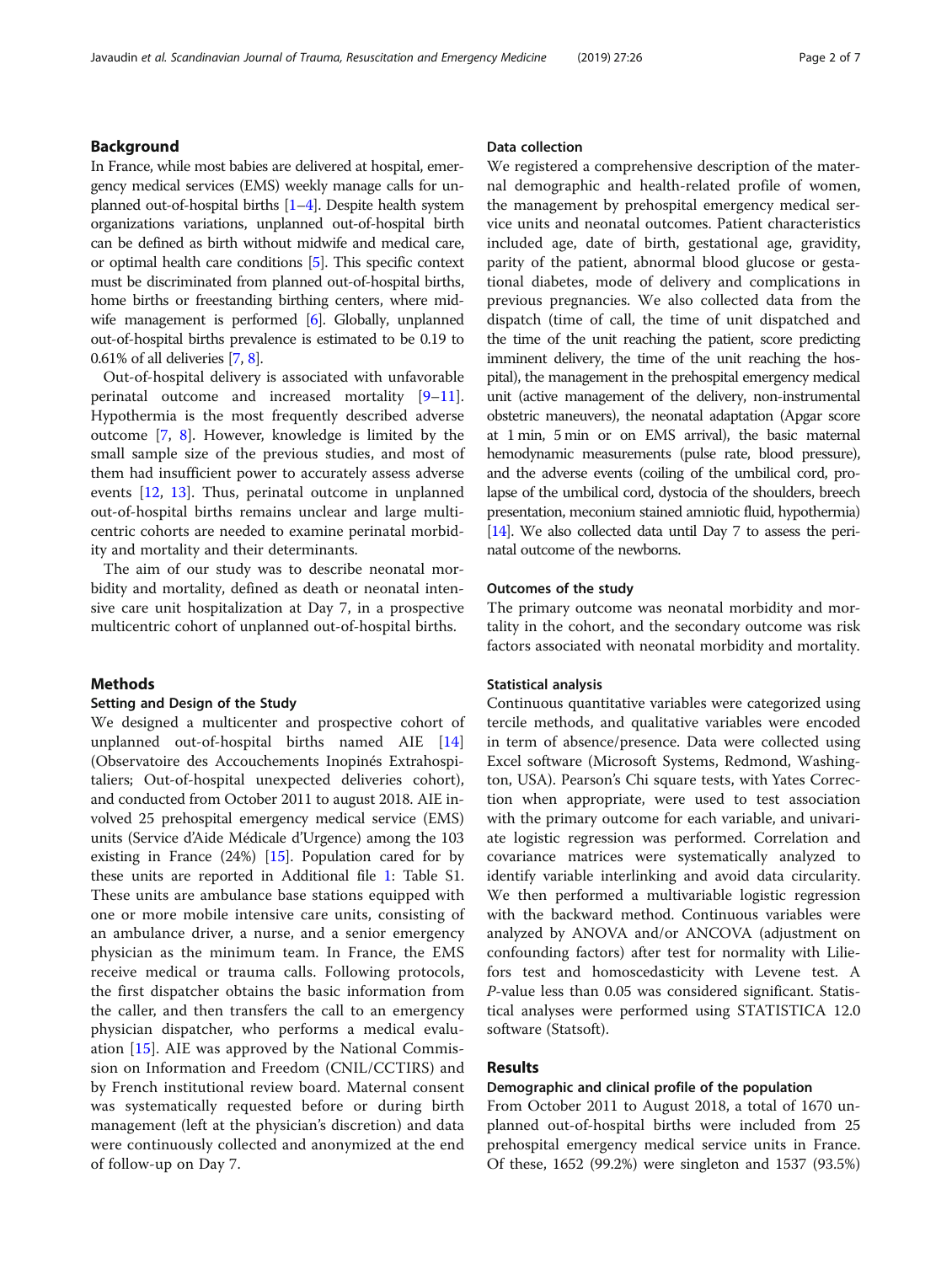## Background

In France, while most babies are delivered at hospital, emergency medical services (EMS) weekly manage calls for unplanned out-of-hospital births [1–4]. Despite health system organizations variations, unplanned out-of-hospital birth can be defined as birth without midwife and medical care, or optimal health care conditions [5]. This specific context must be discriminated from planned out-of-hospital births, home births or freestanding birthing centers, where midwife management is performed [6]. Globally, unplanned out-of-hospital births prevalence is estimated to be 0.19 to 0.61% of all deliveries [7, 8].

Out-of-hospital delivery is associated with unfavorable perinatal outcome and increased mortality [9–11]. Hypothermia is the most frequently described adverse outcome [7, 8]. However, knowledge is limited by the small sample size of the previous studies, and most of them had insufficient power to accurately assess adverse events [12, 13]. Thus, perinatal outcome in unplanned out-of-hospital births remains unclear and large multicentric cohorts are needed to examine perinatal morbidity and mortality and their determinants.

The aim of our study was to describe neonatal morbidity and mortality, defined as death or neonatal intensive care unit hospitalization at Day 7, in a prospective multicentric cohort of unplanned out-of-hospital births.

## Methods

### Setting and Design of the Study

We designed a multicenter and prospective cohort of unplanned out-of-hospital births named AIE [14] (Observatoire des Accouchements Inopinés Extrahospitaliers; Out-of-hospital unexpected deliveries cohort), and conducted from October 2011 to august 2018. AIE involved 25 prehospital emergency medical service (EMS) units (Service d'Aide Médicale d'Urgence) among the 103 existing in France (24%) [15]. Population cared for by these units are reported in Additional file 1: Table S1. These units are ambulance base stations equipped with one or more mobile intensive care units, consisting of an ambulance driver, a nurse, and a senior emergency physician as the minimum team. In France, the EMS receive medical or trauma calls. Following protocols, the first dispatcher obtains the basic information from the caller, and then transfers the call to an emergency physician dispatcher, who performs a medical evaluation [15]. AIE was approved by the National Commission on Information and Freedom (CNIL/CCTIRS) and by French institutional review board. Maternal consent was systematically requested before or during birth management (left at the physician's discretion) and data were continuously collected and anonymized at the end of follow-up on Day 7.

### Data collection

We registered a comprehensive description of the maternal demographic and health-related profile of women, the management by prehospital emergency medical service units and neonatal outcomes. Patient characteristics included age, date of birth, gestational age, gravidity, parity of the patient, abnormal blood glucose or gestational diabetes, mode of delivery and complications in previous pregnancies. We also collected data from the dispatch (time of call, the time of unit dispatched and the time of the unit reaching the patient, score predicting imminent delivery, the time of the unit reaching the hospital), the management in the prehospital emergency medical unit (active management of the delivery, non-instrumental obstetric maneuvers), the neonatal adaptation (Apgar score at 1 min, 5 min or on EMS arrival), the basic maternal hemodynamic measurements (pulse rate, blood pressure), and the adverse events (coiling of the umbilical cord, prolapse of the umbilical cord, dystocia of the shoulders, breech presentation, meconium stained amniotic fluid, hypothermia) [14]. We also collected data until Day 7 to assess the perinatal outcome of the newborns.

### Outcomes of the study

The primary outcome was neonatal morbidity and mortality in the cohort, and the secondary outcome was risk factors associated with neonatal morbidity and mortality.

### Statistical analysis

Continuous quantitative variables were categorized using tercile methods, and qualitative variables were encoded in term of absence/presence. Data were collected using Excel software (Microsoft Systems, Redmond, Washington, USA). Pearson's Chi square tests, with Yates Correction when appropriate, were used to test association with the primary outcome for each variable, and univariate logistic regression was performed. Correlation and covariance matrices were systematically analyzed to identify variable interlinking and avoid data circularity. We then performed a multivariable logistic regression with the backward method. Continuous variables were analyzed by ANOVA and/or ANCOVA (adjustment on confounding factors) after test for normality with Liliefors test and homoscedasticity with Levene test. A *P*-value less than 0.05 was considered significant. Statistical analyses were performed using STATISTICA 12.0 software (Statsoft).

## Results

### Demographic and clinical profile of the population

From October 2011 to August 2018, a total of 1670 unplanned out-of-hospital births were included from 25 prehospital emergency medical service units in France. Of these, 1652 (99.2%) were singleton and 1537 (93.5%)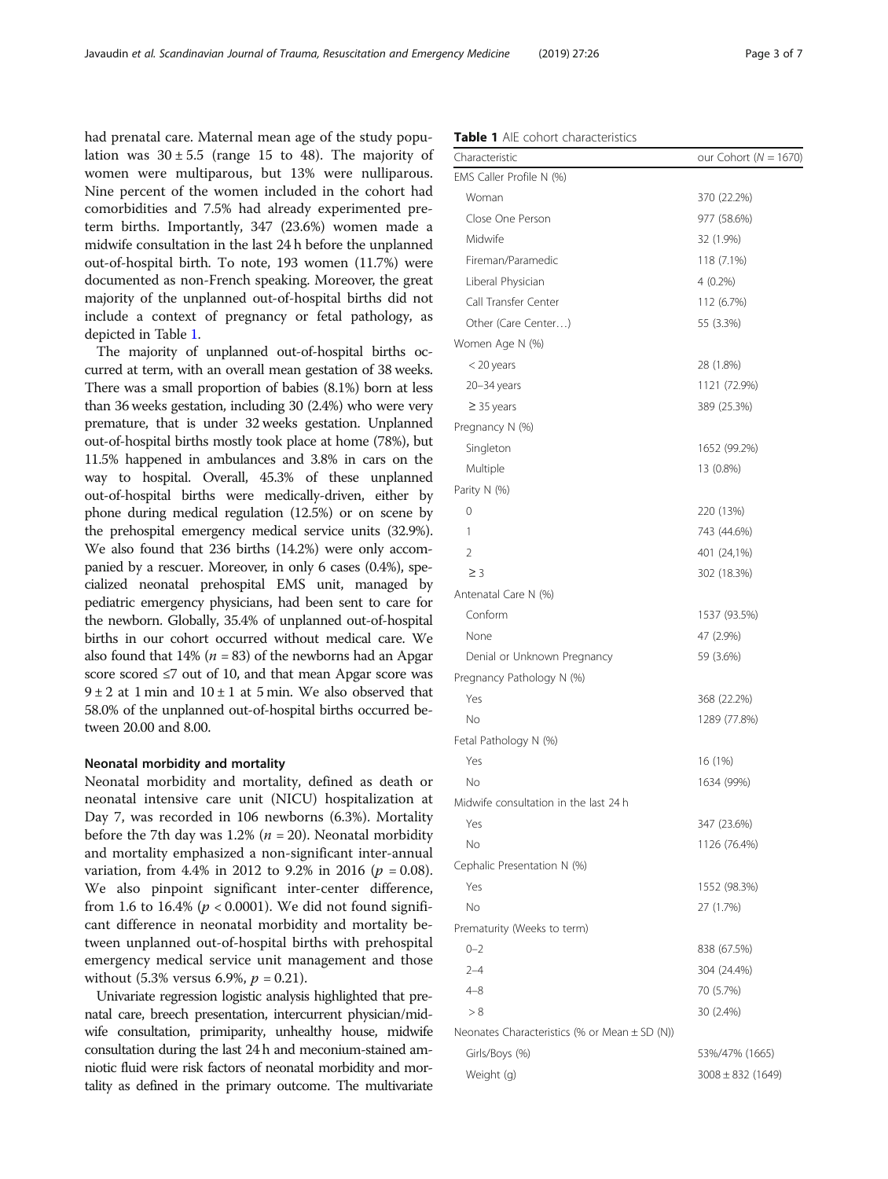had prenatal care. Maternal mean age of the study population was $30 \pm 5.5$ (range 15 to 48). The majority of women were multiparous, but 13% were nulliparous. Nine percent of the women included in the cohort had comorbidities and 7.5% had already experimented preterm births. Importantly, 347 (23.6%) women made a midwife consultation in the last 24 h before the unplanned out-of-hospital birth. To note, 193 women (11.7%) were documented as non-French speaking. Moreover, the great majority of the unplanned out-of-hospital births did not include a context of pregnancy or fetal pathology, as depicted in Table 1.

The majority of unplanned out-of-hospital births occurred at term, with an overall mean gestation of 38 weeks. There was a small proportion of babies (8.1%) born at less than 36 weeks gestation, including 30 (2.4%) who were very premature, that is under 32 weeks gestation. Unplanned out-of-hospital births mostly took place at home (78%), but 11.5% happened in ambulances and 3.8% in cars on the way to hospital. Overall, 45.3% of these unplanned out-of-hospital births were medically-driven, either by phone during medical regulation (12.5%) or on scene by the prehospital emergency medical service units (32.9%). We also found that 236 births (14.2%) were only accompanied by a rescuer. Moreover, in only 6 cases (0.4%), specialized neonatal prehospital EMS unit, managed by pediatric emergency physicians, had been sent to care for the newborn. Globally, 35.4% of unplanned out-of-hospital births in our cohort occurred without medical care. We also found that 14% ($n = 83$) of the newborns had an Apgar score scored ≤7 out of 10, and that mean Apgar score was $9 \pm 2$ at 1 min and $10 \pm 1$ at 5 min. We also observed that 58.0% of the unplanned out-of-hospital births occurred between 20.00 and 8.00.

### Neonatal morbidity and mortality

Neonatal morbidity and mortality, defined as death or neonatal intensive care unit (NICU) hospitalization at Day 7, was recorded in 106 newborns (6.3%). Mortality before the 7th day was 1.2% ($n = 20$). Neonatal morbidity and mortality emphasized a non-significant inter-annual variation, from 4.4% in 2012 to 9.2% in 2016 ($p = 0.08$). We also pinpoint significant inter-center difference, from 1.6 to 16.4% ($p < 0.0001$). We did not found significant difference in neonatal morbidity and mortality between unplanned out-of-hospital births with prehospital emergency medical service unit management and those without (5.3% versus 6.9%, $p = 0.21$).

Univariate regression logistic analysis highlighted that prenatal care, breech presentation, intercurrent physician/midwife consultation, primiparity, unhealthy house, midwife consultation during the last 24 h and meconium-stained amniotic fluid were risk factors of neonatal morbidity and mortality as defined in the primary outcome. The multivariate

**Table 1** AIE cohort characteristics

| Characteristic | our Cohort (N = 1670) |
|---|---|
| EMS Caller Profile N (%) | |
| Woman | 370 (22.2%) |
| Close One Person | 977 (58.6%) |
| Midwife | 32 (1.9%) |
| Fireman/Paramedic | 118 (7.1%) |
| Liberal Physician | 4 (0.2%) |
| Call Transfer Center | 112 (6.7%) |
| Other (Care Center…) | 55 (3.3%) |
| Women Age N (%) | |
| < 20 years | 28 (1.8%) |
| 20–34 years | 1121 (72.9%) |
| ≥ 35 years | 389 (25.3%) |
| Pregnancy N (%) | |
| Singleton | 1652 (99.2%) |
| Multiple | 13 (0.8%) |
| Parity N (%) | |
| 0 | 220 (13%) |
| 1 | 743 (44.6%) |
| 2 | 401 (24,1%) |
| ≥ 3 | 302 (18.3%) |
| Antenatal Care N (%) | |
| Conform | 1537 (93.5%) |
| None | 47 (2.9%) |
| Denial or Unknown Pregnancy | 59 (3.6%) |
| Pregnancy Pathology N (%) | |
| Yes | 368 (22.2%) |
| No | 1289 (77.8%) |
| Fetal Pathology N (%) | |
| Yes | 16 (1%) |
| No | 1634 (99%) |
| Midwife consultation in the last 24 h | |
| Yes | 347 (23.6%) |
| No | 1126 (76.4%) |
| Cephalic Presentation N (%) | |
| Yes | 1552 (98.3%) |
| No | 27 (1.7%) |
| Prematurity (Weeks to term) | |
| 0–2 | 838 (67.5%) |
| 2–4 | 304 (24.4%) |
| 4–8 | 70 (5.7%) |
| > 8 | 30 (2.4%) |
| Neonates Characteristics (% or Mean ± SD (N)) | |
| Girls/Boys (%) | 53%/47% (1665) |
| Weight (g) | 3008 ± 832 (1649) |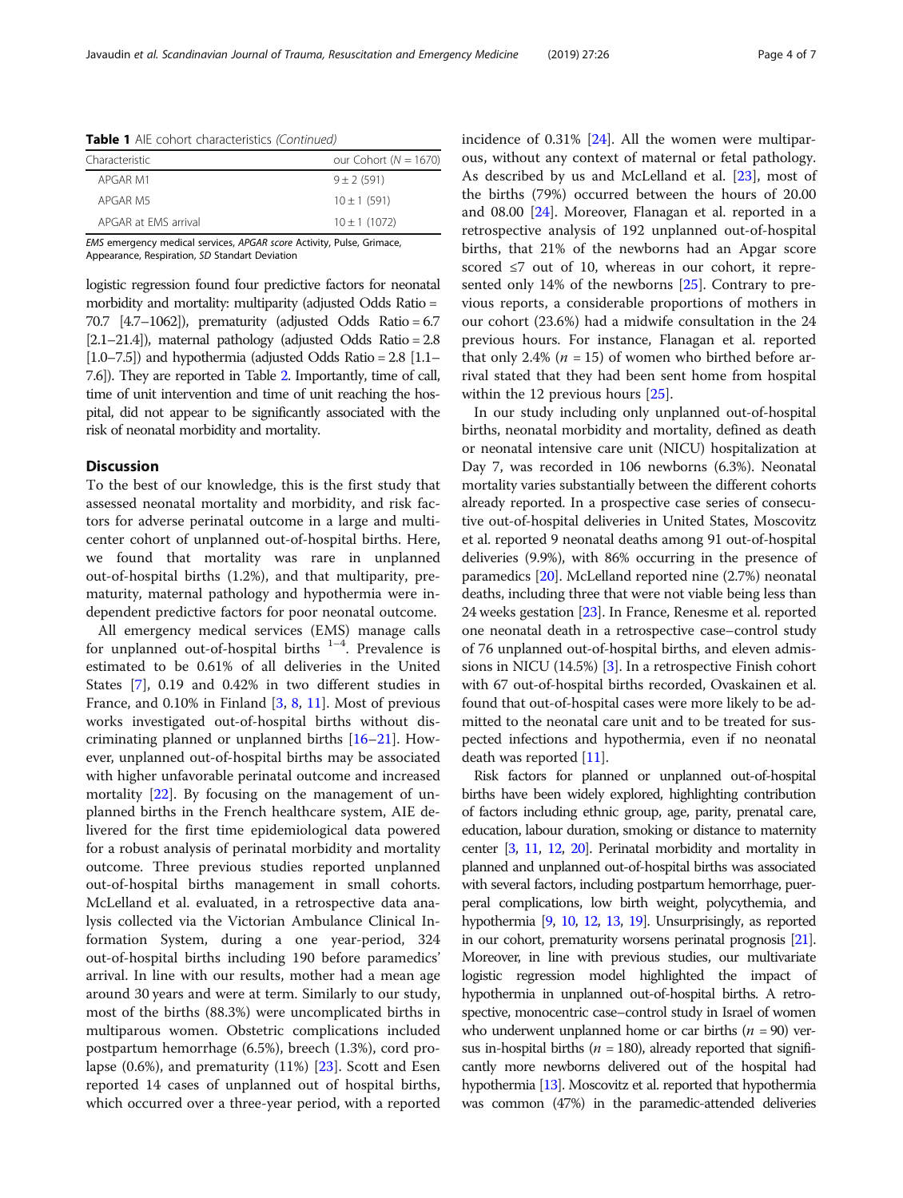**Table 1** AIE cohort characteristics *(Continued)*

| Characteristic | our Cohort ($N = 1670$) |
|---|---|
| APGAR M1 | $9 \pm 2$ (591) |
| APGAR M5 | $10 \pm 1$ (591) |
| APGAR at EMS arrival | $10 \pm 1$ (1072) |

*EMS* emergency medical services, *APGAR score* Activity, Pulse, Grimace, Appearance, Respiration, *SD* Standart Deviation

logistic regression found four predictive factors for neonatal morbidity and mortality: multiparity (adjusted Odds Ratio = 70.7 [4.7–1062]), prematurity (adjusted Odds Ratio = 6.7 [2.1–21.4]), maternal pathology (adjusted Odds Ratio = 2.8 [1.0–7.5]) and hypothermia (adjusted Odds Ratio = 2.8 [1.1–7.6]). They are reported in Table 2. Importantly, time of call, time of unit intervention and time of unit reaching the hospital, did not appear to be significantly associated with the risk of neonatal morbidity and mortality.

## Discussion

To the best of our knowledge, this is the first study that assessed neonatal mortality and morbidity, and risk factors for adverse perinatal outcome in a large and multicenter cohort of unplanned out-of-hospital births. Here, we found that mortality was rare in unplanned out-of-hospital births (1.2%), and that multiparity, prematurity, maternal pathology and hypothermia were independent predictive factors for poor neonatal outcome.

All emergency medical services (EMS) manage calls for unplanned out-of-hospital births [1–4]. Prevalence is estimated to be 0.61% of all deliveries in the United States [7], 0.19 and 0.42% in two different studies in France, and 0.10% in Finland [3, 8, 11]. Most of previous works investigated out-of-hospital births without discriminating planned or unplanned births [16–21]. However, unplanned out-of-hospital births may be associated with higher unfavorable perinatal outcome and increased mortality [22]. By focusing on the management of unplanned births in the French healthcare system, AIE delivered for the first time epidemiological data powered for a robust analysis of perinatal morbidity and mortality outcome. Three previous studies reported unplanned out-of-hospital births management in small cohorts. McLelland et al. evaluated, in a retrospective data analysis collected via the Victorian Ambulance Clinical Information System, during a one year-period, 324 out-of-hospital births including 190 before paramedics' arrival. In line with our results, mother had a mean age around 30 years and were at term. Similarly to our study, most of the births (88.3%) were uncomplicated births in multiparous women. Obstetric complications included postpartum hemorrhage (6.5%), breech (1.3%), cord prolapse (0.6%), and prematurity (11%) [23]. Scott and Esen reported 14 cases of unplanned out of hospital births, which occurred over a three-year period, with a reported incidence of 0.31% [24]. All the women were multiparous, without any context of maternal or fetal pathology. As described by us and McLelland et al. [23], most of the births (79%) occurred between the hours of 20.00 and 08.00 [24]. Moreover, Flanagan et al. reported in a retrospective analysis of 192 unplanned out-of-hospital births, that 21% of the newborns had an Apgar score scored ≤7 out of 10, whereas in our cohort, it represented only 14% of the newborns [25]. Contrary to previous reports, a considerable proportions of mothers in our cohort (23.6%) had a midwife consultation in the 24 previous hours. For instance, Flanagan et al. reported that only 2.4% ($n = 15$) of women who birthed before arrival stated that they had been sent home from hospital within the 12 previous hours [25].

In our study including only unplanned out-of-hospital births, neonatal morbidity and mortality, defined as death or neonatal intensive care unit (NICU) hospitalization at Day 7, was recorded in 106 newborns (6.3%). Neonatal mortality varies substantially between the different cohorts already reported. In a prospective case series of consecutive out-of-hospital deliveries in United States, Moscovitz et al. reported 9 neonatal deaths among 91 out-of-hospital deliveries (9.9%), with 86% occurring in the presence of paramedics [20]. McLelland reported nine (2.7%) neonatal deaths, including three that were not viable being less than 24 weeks gestation [23]. In France, Renesme et al. reported one neonatal death in a retrospective case–control study of 76 unplanned out-of-hospital births, and eleven admissions in NICU (14.5%) [3]. In a retrospective Finish cohort with 67 out-of-hospital births recorded, Ovaskainen et al. found that out-of-hospital cases were more likely to be admitted to the neonatal care unit and to be treated for suspected infections and hypothermia, even if no neonatal death was reported [11].

Risk factors for planned or unplanned out-of-hospital births have been widely explored, highlighting contribution of factors including ethnic group, age, parity, prenatal care, education, labour duration, smoking or distance to maternity center [3, 11, 12, 20]. Perinatal morbidity and mortality in planned and unplanned out-of-hospital births was associated with several factors, including postpartum hemorrhage, puerperal complications, low birth weight, polycythemia, and hypothermia [9, 10, 12, 13, 19]. Unsurprisingly, as reported in our cohort, prematurity worsens perinatal prognosis [21]. Moreover, in line with previous studies, our multivariate logistic regression model highlighted the impact of hypothermia in unplanned out-of-hospital births. A retrospective, monocentric case–control study in Israel of women who underwent unplanned home or car births ($n = 90$) versus in-hospital births ($n = 180$), already reported that significantly more newborns delivered out of the hospital had hypothermia [13]. Moscovitz et al. reported that hypothermia was common (47%) in the paramedic-attended deliveries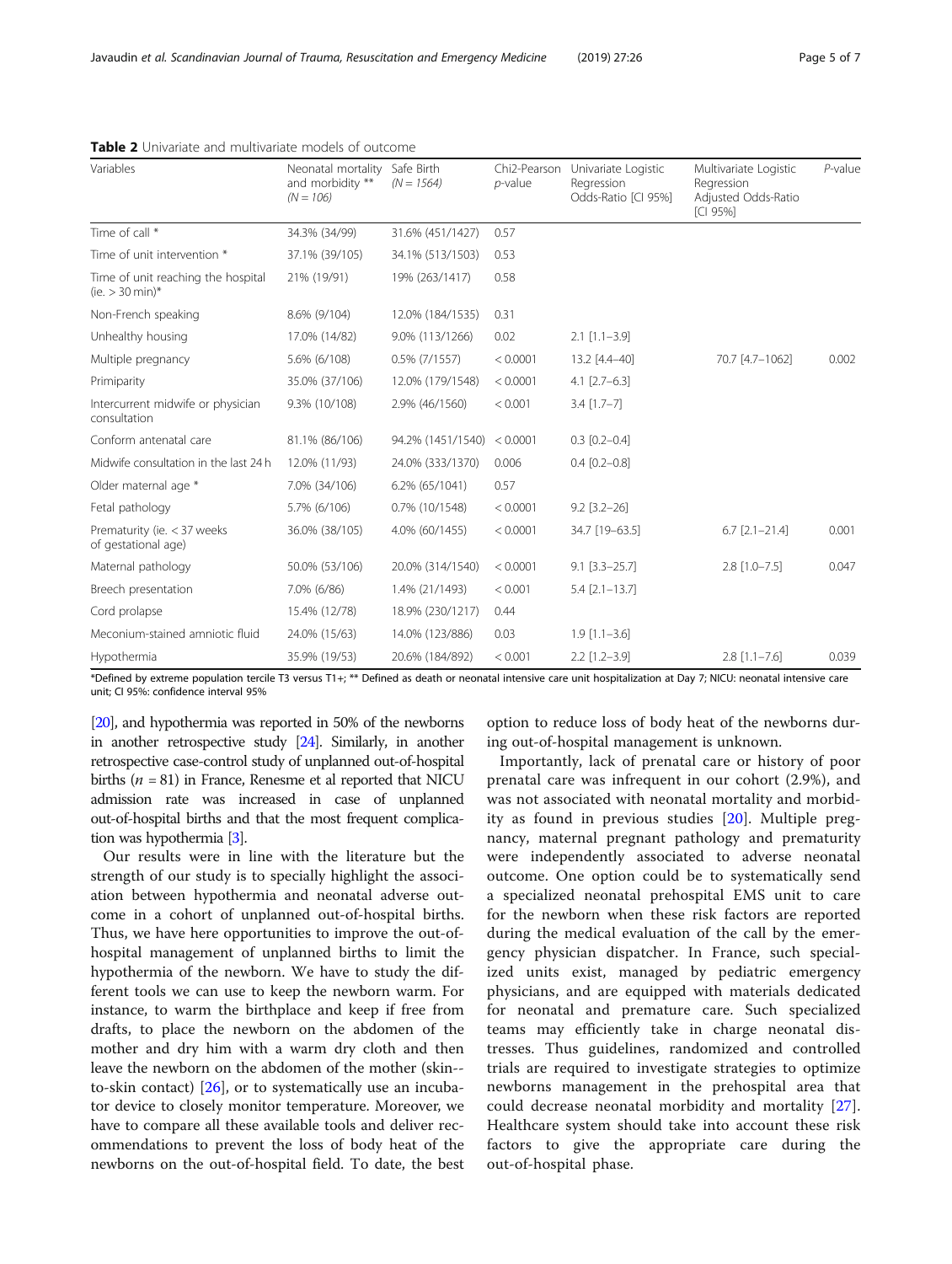**Table 2** Univariate and multivariate models of outcome

| Variables | Neonatal mortality and morbidity ** (N = 106) | Safe Birth (N = 1564) | Chi2-Pearson p-value | Univariate Logistic Regression Odds-Ratio [CI 95%] | Multivariate Logistic Regression Adjusted Odds-Ratio [CI 95%] | P-value |
|---|---|---|---|---|---|---|
| Time of call * | 34.3% (34/99) | 31.6% (451/1427) | 0.57 | | | |
| Time of unit intervention * | 37.1% (39/105) | 34.1% (513/1503) | 0.53 | | | |
| Time of unit reaching the hospital (ie. > 30 min)* | 21% (19/91) | 19% (263/1417) | 0.58 | | | |
| Non-French speaking | 8.6% (9/104) | 12.0% (184/1535) | 0.31 | | | |
| Unhealthy housing | 17.0% (14/82) | 9.0% (113/1266) | 0.02 | 2.1 [1.1–3.9] | | |
| Multiple pregnancy | 5.6% (6/108) | 0.5% (7/1557) | < 0.0001 | 13.2 [4.4–40] | 70.7 [4.7–1062] | 0.002 |
| Primiparity | 35.0% (37/106) | 12.0% (179/1548) | < 0.0001 | 4.1 [2.7–6.3] | | |
| Intercurrent midwife or physician consultation | 9.3% (10/108) | 2.9% (46/1560) | < 0.001 | 3.4 [1.7–7] | | |
| Conform antenatal care | 81.1% (86/106) | 94.2% (1451/1540) | < 0.0001 | 0.3 [0.2–0.4] | | |
| Midwife consultation in the last 24 h | 12.0% (11/93) | 24.0% (333/1370) | 0.006 | 0.4 [0.2–0.8] | | |
| Older maternal age * | 7.0% (34/106) | 6.2% (65/1041) | 0.57 | | | |
| Fetal pathology | 5.7% (6/106) | 0.7% (10/1548) | < 0.0001 | 9.2 [3.2–26] | | |
| Prematurity (ie. < 37 weeks of gestational age) | 36.0% (38/105) | 4.0% (60/1455) | < 0.0001 | 34.7 [19–63.5] | 6.7 [2.1–21.4] | 0.001 |
| Maternal pathology | 50.0% (53/106) | 20.0% (314/1540) | < 0.0001 | 9.1 [3.3–25.7] | 2.8 [1.0–7.5] | 0.047 |
| Breech presentation | 7.0% (6/86) | 1.4% (21/1493) | < 0.001 | 5.4 [2.1–13.7] | | |
| Cord prolapse | 15.4% (12/78) | 18.9% (230/1217) | 0.44 | | | |
| Meconium-stained amniotic fluid | 24.0% (15/63) | 14.0% (123/886) | 0.03 | 1.9 [1.1–3.6] | | |
| Hypothermia | 35.9% (19/53) | 20.6% (184/892) | < 0.001 | 2.2 [1.2–3.9] | 2.8 [1.1–7.6] | 0.039 |

*Defined by extreme population tercile T3 versus T1+; ** Defined as death or neonatal intensive care unit hospitalization at Day 7; NICU: neonatal intensive care unit; CI 95%: confidence interval 95%

[20], and hypothermia was reported in 50% of the newborns in another retrospective study [24]. Similarly, in another retrospective case-control study of unplanned out-of-hospital births ($n = 81$) in France, Renesme et al reported that NICU admission rate was increased in case of unplanned out-of-hospital births and that the most frequent complication was hypothermia [3].

Our results were in line with the literature but the strength of our study is to specially highlight the association between hypothermia and neonatal adverse outcome in a cohort of unplanned out-of-hospital births. Thus, we have here opportunities to improve the out-of-hospital management of unplanned births to limit the hypothermia of the newborn. We have to study the different tools we can use to keep the newborn warm. For instance, to warm the birthplace and keep if free from drafts, to place the newborn on the abdomen of the mother and dry him with a warm dry cloth and then leave the newborn on the abdomen of the mother (skin-to-skin contact) [26], or to systematically use an incubator device to closely monitor temperature. Moreover, we have to compare all these available tools and deliver recommendations to prevent the loss of body heat of the newborns on the out-of-hospital field. To date, the best option to reduce loss of body heat of the newborns during out-of-hospital management is unknown.

Importantly, lack of prenatal care or history of poor prenatal care was infrequent in our cohort (2.9%), and was not associated with neonatal mortality and morbidity as found in previous studies [20]. Multiple pregnancy, maternal pregnant pathology and prematurity were independently associated to adverse neonatal outcome. One option could be to systematically send a specialized neonatal prehospital EMS unit to care for the newborn when these risk factors are reported during the medical evaluation of the call by the emergency physician dispatcher. In France, such specialized units exist, managed by pediatric emergency physicians, and are equipped with materials dedicated for neonatal and premature care. Such specialized teams may efficiently take in charge neonatal distresses. Thus guidelines, randomized and controlled trials are required to investigate strategies to optimize newborns management in the prehospital area that could decrease neonatal morbidity and mortality [27]. Healthcare system should take into account these risk factors to give the appropriate care during the out-of-hospital phase.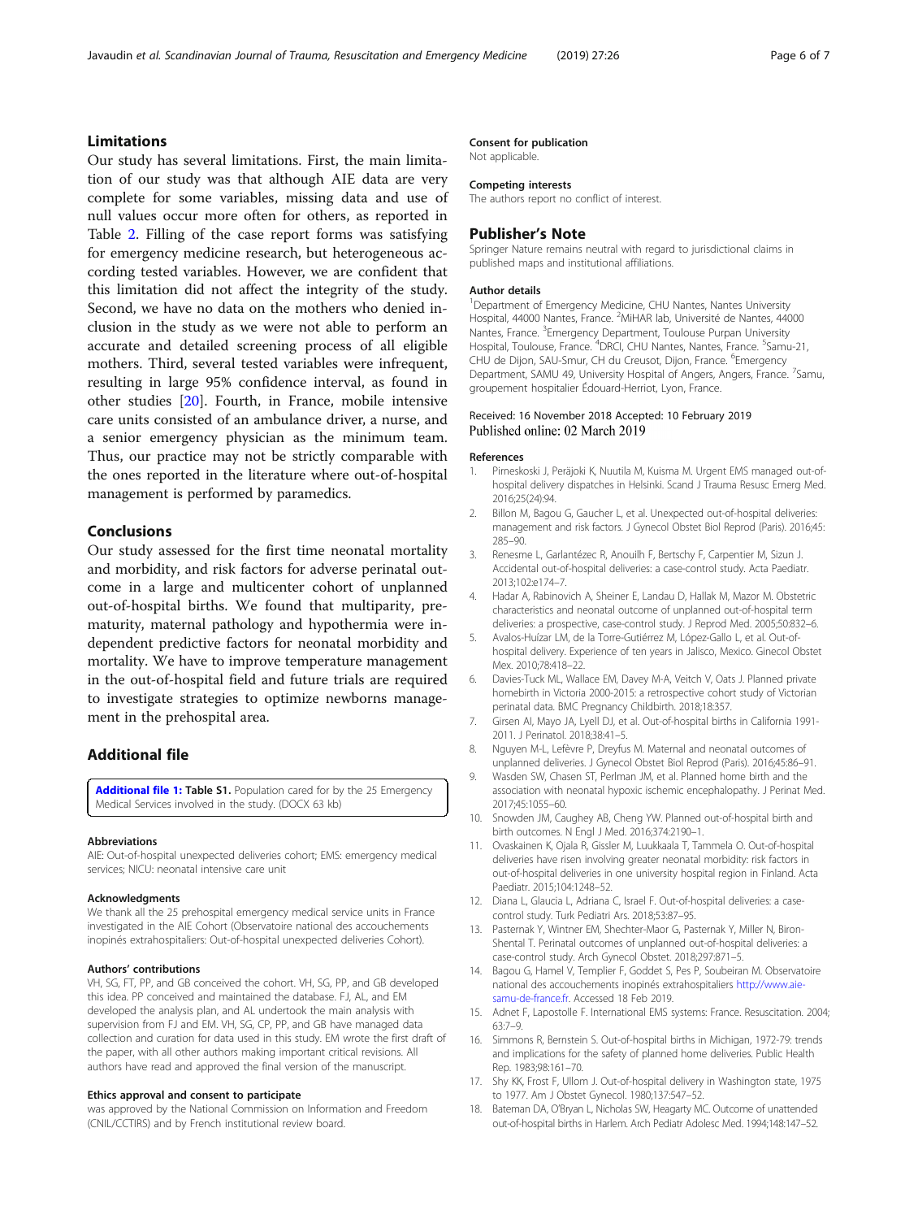## Limitations

Our study has several limitations. First, the main limitation of our study was that although AIE data are very complete for some variables, missing data and use of null values occur more often for others, as reported in Table 2. Filling of the case report forms was satisfying for emergency medicine research, but heterogeneous according tested variables. However, we are confident that this limitation did not affect the integrity of the study. Second, we have no data on the mothers who denied inclusion in the study as we were not able to perform an accurate and detailed screening process of all eligible mothers. Third, several tested variables were infrequent, resulting in large 95% confidence interval, as found in other studies [20]. Fourth, in France, mobile intensive care units consisted of an ambulance driver, a nurse, and a senior emergency physician as the minimum team. Thus, our practice may not be strictly comparable with the ones reported in the literature where out-of-hospital management is performed by paramedics.

## Conclusions

Our study assessed for the first time neonatal mortality and morbidity, and risk factors for adverse perinatal outcome in a large and multicenter cohort of unplanned out-of-hospital births. We found that multiparity, prematurity, maternal pathology and hypothermia were independent predictive factors for neonatal morbidity and mortality. We have to improve temperature management in the out-of-hospital field and future trials are required to investigate strategies to optimize newborns management in the prehospital area.

## Additional file

**Additional file 1: Table S1.** Population cared for by the 25 Emergency Medical Services involved in the study. (DOCX 63 kb)

#### Abbreviations

AIE: Out-of-hospital unexpected deliveries cohort; EMS: emergency medical services; NICU: neonatal intensive care unit

#### Acknowledgments

We thank all the 25 prehospital emergency medical service units in France investigated in the AIE Cohort (Observatoire national des accouchements inopinés extrahospitaliers: Out-of-hospital unexpected deliveries Cohort).

#### Authors' contributions

VH, SG, FT, PP, and GB conceived the cohort. VH, SG, PP, and GB developed this idea. PP conceived and maintained the database. FJ, AL, and EM developed the analysis plan, and AL undertook the main analysis with supervision from FJ and EM. VH, SG, CP, PP, and GB have managed data collection and curation for data used in this study. EM wrote the first draft of the paper, with all other authors making important critical revisions. All authors have read and approved the final version of the manuscript.

#### Ethics approval and consent to participate

was approved by the National Commission on Information and Freedom (CNIL/CCTIRS) and by French institutional review board.

#### Consent for publication

Not applicable.

#### Competing interests

The authors report no conflict of interest.

### Publisher's Note

Springer Nature remains neutral with regard to jurisdictional claims in published maps and institutional affiliations.

#### Author details

[1]Department of Emergency Medicine, CHU Nantes, Nantes University Hospital, 44000 Nantes, France. [2]MiHAR lab, Université de Nantes, 44000 Nantes, France. [3]Emergency Department, Toulouse Purpan University Hospital, Toulouse, France. [4]DRCI, CHU Nantes, Nantes, France. [5]Samu-21, CHU de Dijon, SAU-Smur, CH du Creusot, Dijon, France. [6]Emergency Department, SAMU 49, University Hospital of Angers, Angers, France. [7]Samu, groupement hospitalier Édouard-Herriot, Lyon, France.

Received: 16 November 2018 Accepted: 10 February 2019
Published online: 02 March 2019

#### References

1. Pirneskoski J, Peräjoki K, Nuutila M, Kuisma M. Urgent EMS managed out-of-hospital delivery dispatches in Helsinki. Scand J Trauma Resusc Emerg Med. 2016;25(24):94.
2. Billon M, Bagou G, Gaucher L, et al. Unexpected out-of-hospital deliveries: management and risk factors. J Gynecol Obstet Biol Reprod (Paris). 2016;45:285–90.
3. Renesme L, Garlantézec R, Anouilh F, Bertschy F, Carpentier M, Sizun J. Accidental out-of-hospital deliveries: a case-control study. Acta Paediatr. 2013;102:e174–7.
4. Hadar A, Rabinovich A, Sheiner E, Landau D, Hallak M, Mazor M. Obstetric characteristics and neonatal outcome of unplanned out-of-hospital term deliveries: a prospective, case-control study. J Reprod Med. 2005;50:832–6.
5. Avalos-Huízar LM, de la Torre-Gutiérrez M, López-Gallo L, et al. Out-of-hospital delivery. Experience of ten years in Jalisco, Mexico. Ginecol Obstet Mex. 2010;78:418–22.
6. Davies-Tuck ML, Wallace EM, Davey M-A, Veitch V, Oats J. Planned private homebirth in Victoria 2000-2015: a retrospective cohort study of Victorian perinatal data. BMC Pregnancy Childbirth. 2018;18:357.
7. Girsen AI, Mayo JA, Lyell DJ, et al. Out-of-hospital births in California 1991-2011. J Perinatol. 2018;38:41–5.
8. Nguyen M-L, Lefèvre P, Dreyfus M. Maternal and neonatal outcomes of unplanned deliveries. J Gynecol Obstet Biol Reprod (Paris). 2016;45:86–91.
9. Wasden SW, Chasen ST, Perlman JM, et al. Planned home birth and the association with neonatal hypoxic ischemic encephalopathy. J Perinat Med. 2017;45:1055–60.
10. Snowden JM, Caughey AB, Cheng YW. Planned out-of-hospital birth and birth outcomes. N Engl J Med. 2016;374:2190–1.
11. Ovaskainen K, Ojala R, Gissler M, Luukkaala T, Tammela O. Out-of-hospital deliveries have risen involving greater neonatal morbidity: risk factors in out-of-hospital deliveries in one university hospital region in Finland. Acta Paediatr. 2015;104:1248–52.
12. Diana L, Glaucia L, Adriana C, Israel F. Out-of-hospital deliveries: a case-control study. Turk Pediatri Ars. 2018;53:87–95.
13. Pasternak Y, Wintner EM, Shechter-Maor G, Pasternak Y, Miller N, Biron-Shental T. Perinatal outcomes of unplanned out-of-hospital deliveries: a case-control study. Arch Gynecol Obstet. 2018;297:871–5.
14. Bagou G, Hamel V, Templier F, Goddet S, Pes P, Soubeiran M. Observatoire national des accouchements inopinés extrahospitaliers http://www.aie-samu-de-france.fr. Accessed 18 Feb 2019.
15. Adnet F, Lapostolle F. International EMS systems: France. Resuscitation. 2004;63:7–9.
16. Simmons R, Bernstein S. Out-of-hospital births in Michigan, 1972-79: trends and implications for the safety of planned home deliveries. Public Health Rep. 1983;98:161–70.
17. Shy KK, Frost F, Ullom J. Out-of-hospital delivery in Washington state, 1975 to 1977. Am J Obstet Gynecol. 1980;137:547–52.
18. Bateman DA, O'Bryan L, Nicholas SW, Heagarty MC. Outcome of unattended out-of-hospital births in Harlem. Arch Pediatr Adolesc Med. 1994;148:147–52.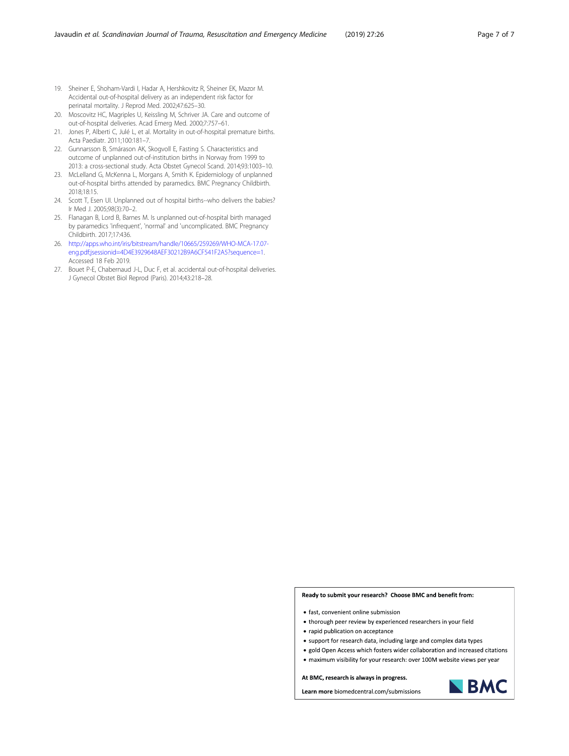19. Sheiner E, Shoham-Vardi I, Hadar A, Hershkovitz R, Sheiner EK, Mazor M. Accidental out-of-hospital delivery as an independent risk factor for perinatal mortality. J Reprod Med. 2002;47:625–30.
20. Moscovitz HC, Magriples U, Keissling M, Schriver JA. Care and outcome of out-of-hospital deliveries. Acad Emerg Med. 2000;7:757–61.
21. Jones P, Alberti C, Julé L, et al. Mortality in out-of-hospital premature births. Acta Paediatr. 2011;100:181–7.
22. Gunnarsson B, Smárason AK, Skogvoll E, Fasting S. Characteristics and outcome of unplanned out-of-institution births in Norway from 1999 to 2013: a cross-sectional study. Acta Obstet Gynecol Scand. 2014;93:1003–10.
23. McLelland G, McKenna L, Morgans A, Smith K. Epidemiology of unplanned out-of-hospital births attended by paramedics. BMC Pregnancy Childbirth. 2018;18:15.
24. Scott T, Esen UI. Unplanned out of hospital births--who delivers the babies? Ir Med J. 2005;98(3):70–2.
25. Flanagan B, Lord B, Barnes M. Is unplanned out-of-hospital birth managed by paramedics 'infrequent', 'normal' and 'uncomplicated. BMC Pregnancy Childbirth. 2017;17:436.
26. http://apps.who.int/iris/bitstream/handle/10665/259269/WHO-MCA-17.07-eng.pdf;jsessionid=4D4E3929648AEF30212B9A6CF541F2A5?sequence=1. Accessed 18 Feb 2019.
27. Bouet P-E, Chabernaud J-L, Duc F, et al. accidental out-of-hospital deliveries. J Gynecol Obstet Biol Reprod (Paris). 2014;43:218–28.

**Ready to submit your research? Choose BMC and benefit from:**

- fast, convenient online submission
- thorough peer review by experienced researchers in your field
- rapid publication on acceptance
- support for research data, including large and complex data types
- gold Open Access which fosters wider collaboration and increased citations
- maximum visibility for your research: over 100M website views per year

**At BMC, research is always in progress.**

**Learn more** biomedcentral.com/submissions

BMC